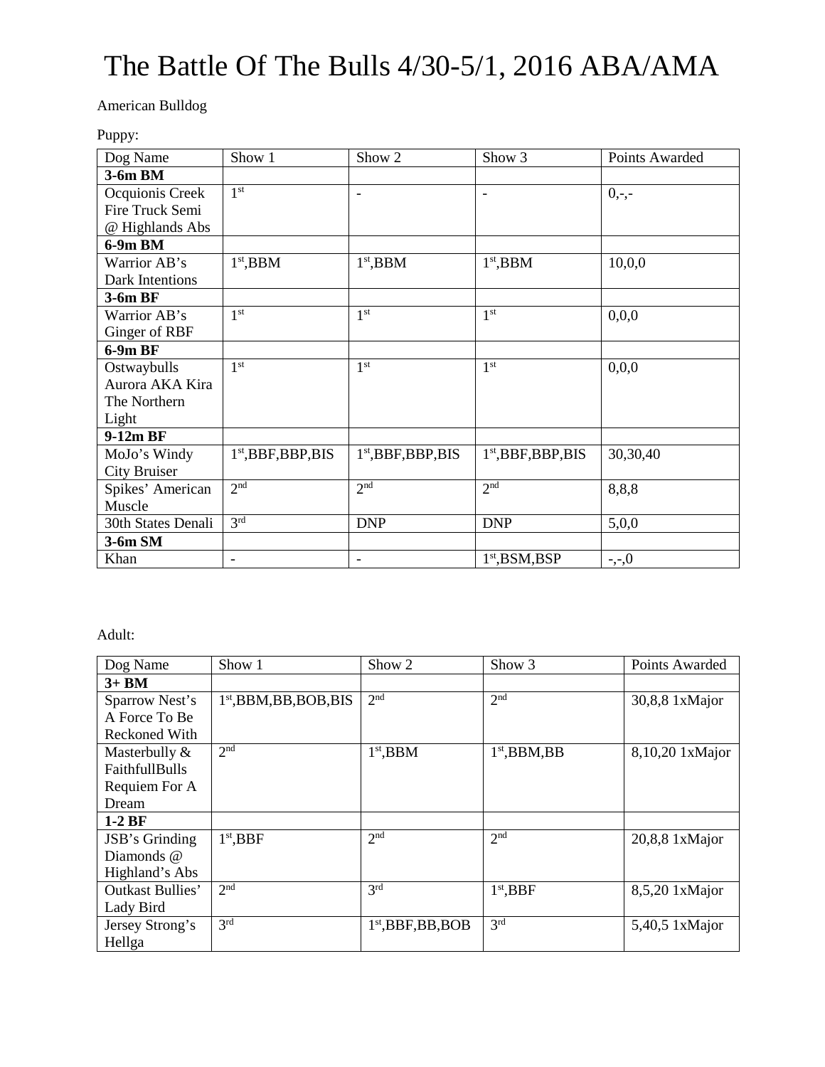# The Battle Of The Bulls 4/30-5/1, 2016 ABA/AMA

American Bulldog

Puppy:

| Dog Name | Show 1 | Show 2 | Show 3 | Points Awarded |
|---|---|---|---|---|
| **3-6m BM** | | | | |
| Ocquionis Creek Fire Truck Semi @ Highlands Abs | 1st | - | - | 0,-,- |
| **6-9m BM** | | | | |
| Warrior AB's Dark Intentions | 1st,BBM | 1st,BBM | 1st,BBM | 10,0,0 |
| **3-6m BF** | | | | |
| Warrior AB's Ginger of RBF | 1st | 1st | 1st | 0,0,0 |
| **6-9m BF** | | | | |
| Ostwaybulls Aurora AKA Kira The Northern Light | 1st | 1st | 1st | 0,0,0 |
| **9-12m BF** | | | | |
| MoJo's Windy City Bruiser | 1st,BBF,BBP,BIS | 1st,BBF,BBP,BIS | 1st,BBF,BBP,BIS | 30,30,40 |
| Spikes' American Muscle | 2nd | 2nd | 2nd | 8,8,8 |
| 30th States Denali | 3rd | DNP | DNP | 5,0,0 |
| **3-6m SM** | | | | |
| Khan | - | - | 1st,BSM,BSP | -,-,0 |

Adult:

| Dog Name | Show 1 | Show 2 | Show 3 | Points Awarded |
|---|---|---|---|---|
| **3+ BM** | | | | |
| Sparrow Nest's A Force To Be Reckoned With | 1st,BBM,BB,BOB,BIS | 2nd | 2nd | 30,8,8 1xMajor |
| Masterbully & FaithfullBulls Requiem For A Dream | 2nd | 1st,BBM | 1st,BBM,BB | 8,10,20 1xMajor |
| **1-2 BF** | | | | |
| JSB's Grinding Diamonds @ Highland's Abs | 1st,BBF | 2nd | 2nd | 20,8,8 1xMajor |
| Outkast Bullies' Lady Bird | 2nd | 3rd | 1st,BBF | 8,5,20 1xMajor |
| Jersey Strong's Hellga | 3rd | 1st,BBF,BB,BOB | 3rd | 5,40,5 1xMajor |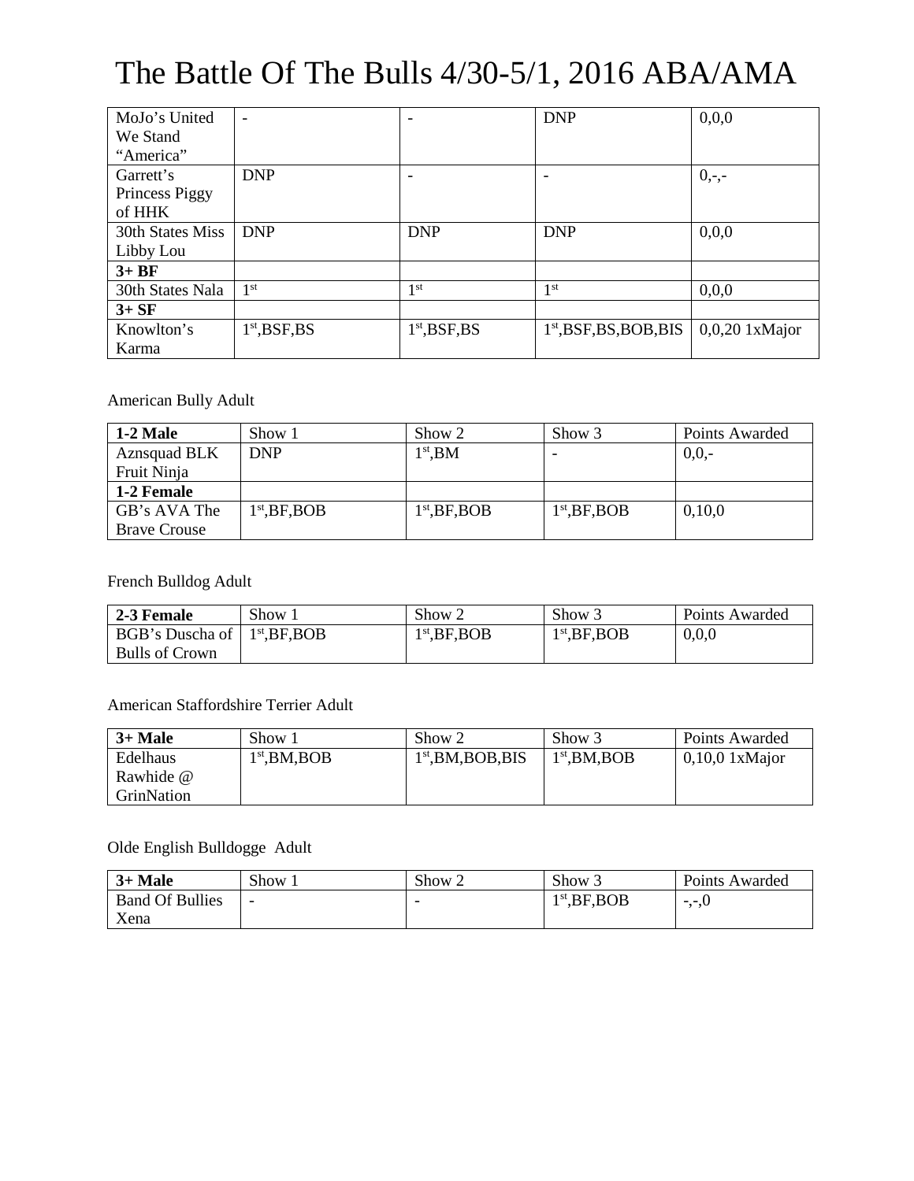# The Battle Of The Bulls 4/30-5/1, 2016 ABA/AMA

| | | | | |
|---|---|---|---|---|
| MoJo's United We Stand "America" | - | - | DNP | 0,0,0 |
| Garrett's Princess Piggy of HHK | DNP | - | - | 0,-,- |
| 30th States Miss Libby Lou | DNP | DNP | DNP | 0,0,0 |
| **3+ BF** | | | | |
| 30th States Nala | 1st | 1st | 1st | 0,0,0 |
| **3+ SF** | | | | |
| Knowlton's Karma | 1st,BSF,BS | 1st,BSF,BS | 1st,BSF,BS,BOB,BIS | 0,0,20 1xMajor |

American Bully Adult

| 1-2 Male | Show 1 | Show 2 | Show 3 | Points Awarded |
|---|---|---|---|---|
| Aznsquad BLK Fruit Ninja | DNP | 1st,BM | - | 0,0,- |
| **1-2 Female** | | | | |
| GB's AVA The Brave Crouse | 1st,BF,BOB | 1st,BF,BOB | 1st,BF,BOB | 0,10,0 |

French Bulldog Adult

| 2-3 Female | Show 1 | Show 2 | Show 3 | Points Awarded |
|---|---|---|---|---|
| BGB's Duscha of Bulls of Crown | 1st,BF,BOB | 1st,BF,BOB | 1st,BF,BOB | 0,0,0 |

American Staffordshire Terrier Adult

| 3+ Male | Show 1 | Show 2 | Show 3 | Points Awarded |
|---|---|---|---|---|
| Edelhaus Rawhide @ GrinNation | 1st,BM,BOB | 1st,BM,BOB,BIS | 1st,BM,BOB | 0,10,0 1xMajor |

Olde English Bulldogge Adult

| 3+ Male | Show 1 | Show 2 | Show 3 | Points Awarded |
|---|---|---|---|---|
| Band Of Bullies Xena | - | - | 1st,BF,BOB | -,-,0 |